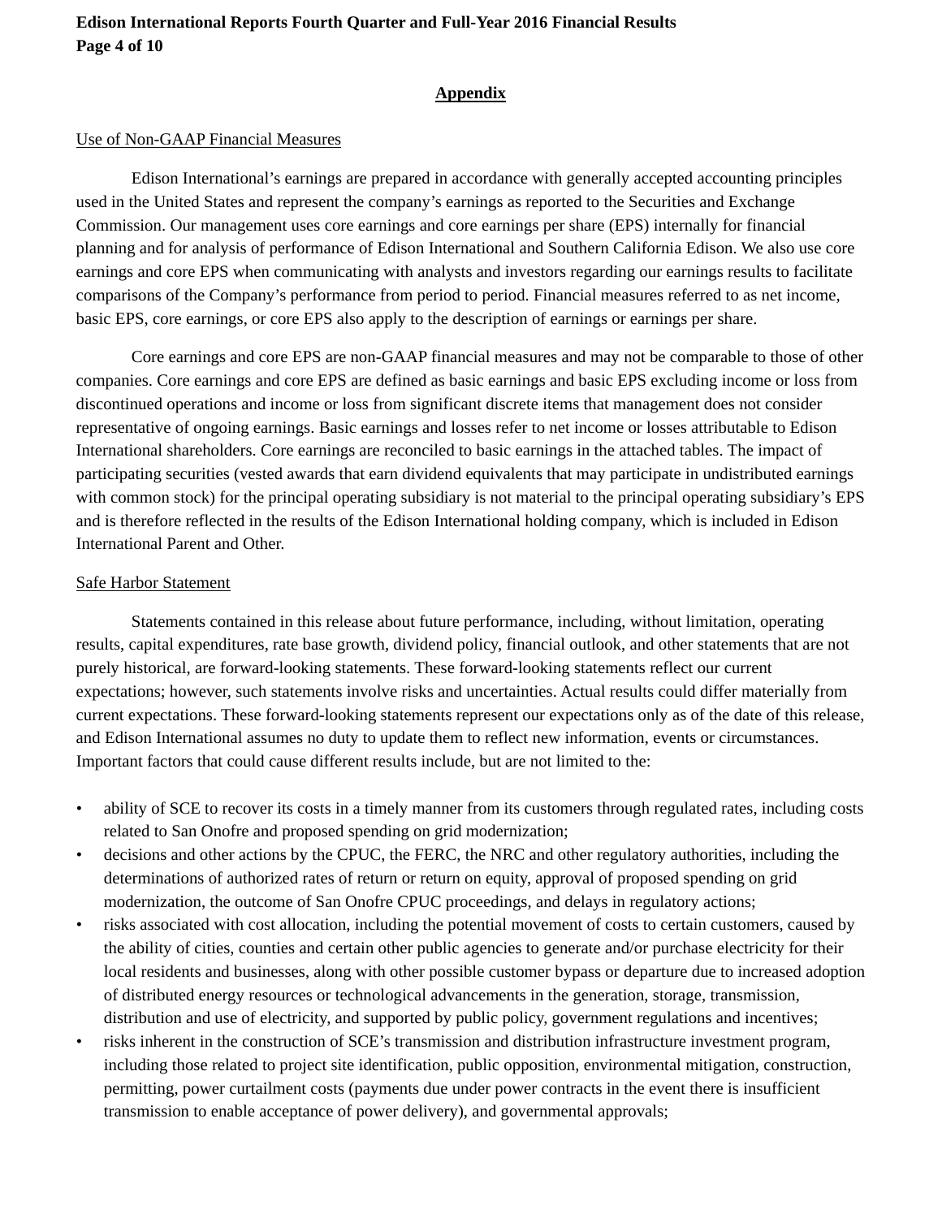## Appendix

### Use of Non-GAAP Financial Measures

Edison International's earnings are prepared in accordance with generally accepted accounting principles used in the United States and represent the company's earnings as reported to the Securities and Exchange Commission. Our management uses core earnings and core earnings per share (EPS) internally for financial planning and for analysis of performance of Edison International and Southern California Edison. We also use core earnings and core EPS when communicating with analysts and investors regarding our earnings results to facilitate comparisons of the Company's performance from period to period. Financial measures referred to as net income, basic EPS, core earnings, or core EPS also apply to the description of earnings or earnings per share.

Core earnings and core EPS are non-GAAP financial measures and may not be comparable to those of other companies. Core earnings and core EPS are defined as basic earnings and basic EPS excluding income or loss from discontinued operations and income or loss from significant discrete items that management does not consider representative of ongoing earnings. Basic earnings and losses refer to net income or losses attributable to Edison International shareholders. Core earnings are reconciled to basic earnings in the attached tables. The impact of participating securities (vested awards that earn dividend equivalents that may participate in undistributed earnings with common stock) for the principal operating subsidiary is not material to the principal operating subsidiary's EPS and is therefore reflected in the results of the Edison International holding company, which is included in Edison International Parent and Other.

### Safe Harbor Statement

Statements contained in this release about future performance, including, without limitation, operating results, capital expenditures, rate base growth, dividend policy, financial outlook, and other statements that are not purely historical, are forward-looking statements. These forward-looking statements reflect our current expectations; however, such statements involve risks and uncertainties. Actual results could differ materially from current expectations. These forward-looking statements represent our expectations only as of the date of this release, and Edison International assumes no duty to update them to reflect new information, events or circumstances. Important factors that could cause different results include, but are not limited to the:

- ability of SCE to recover its costs in a timely manner from its customers through regulated rates, including costs related to San Onofre and proposed spending on grid modernization;
- decisions and other actions by the CPUC, the FERC, the NRC and other regulatory authorities, including the determinations of authorized rates of return or return on equity, approval of proposed spending on grid modernization, the outcome of San Onofre CPUC proceedings, and delays in regulatory actions;
- risks associated with cost allocation, including the potential movement of costs to certain customers, caused by the ability of cities, counties and certain other public agencies to generate and/or purchase electricity for their local residents and businesses, along with other possible customer bypass or departure due to increased adoption of distributed energy resources or technological advancements in the generation, storage, transmission, distribution and use of electricity, and supported by public policy, government regulations and incentives;
- risks inherent in the construction of SCE's transmission and distribution infrastructure investment program, including those related to project site identification, public opposition, environmental mitigation, construction, permitting, power curtailment costs (payments due under power contracts in the event there is insufficient transmission to enable acceptance of power delivery), and governmental approvals;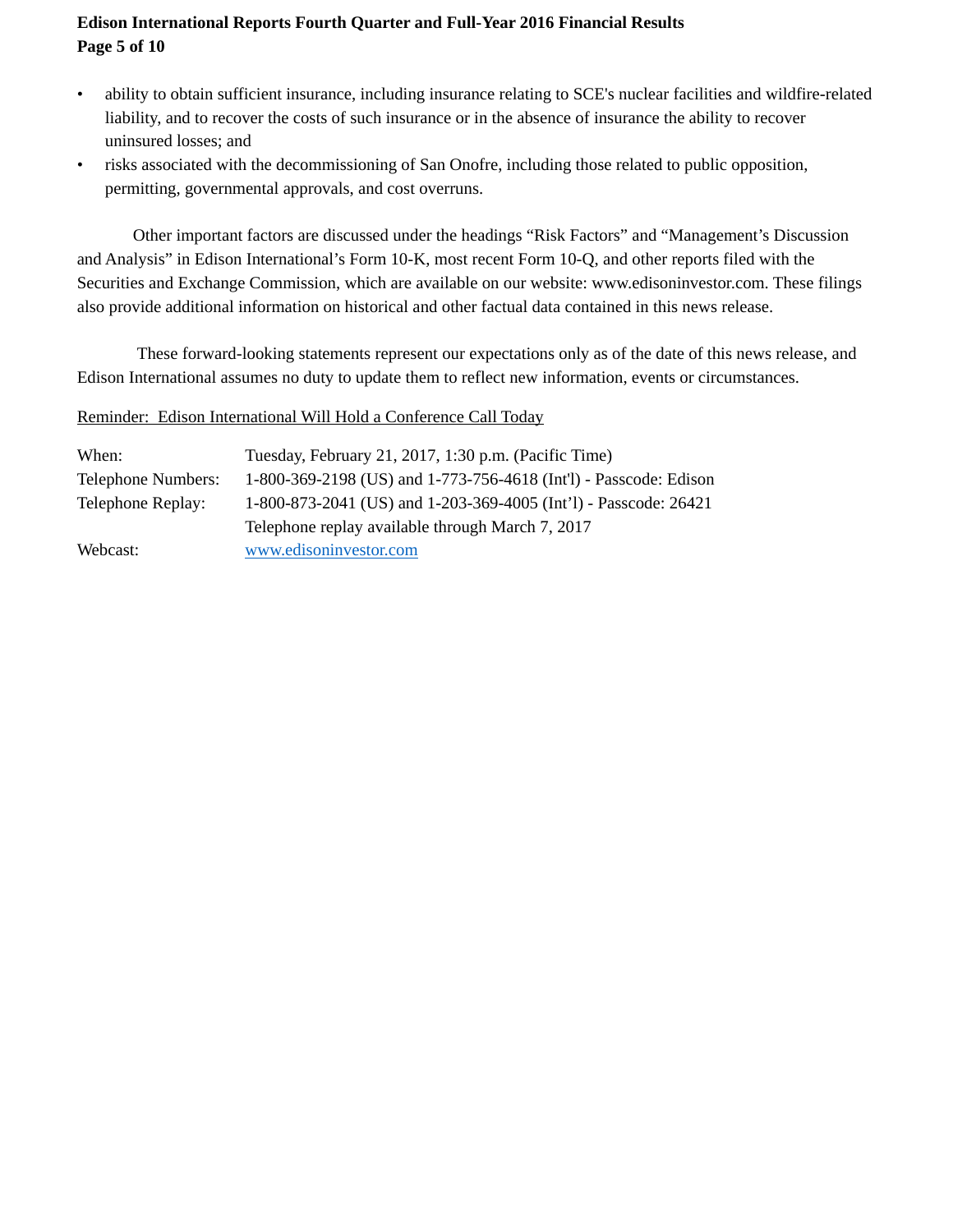- ability to obtain sufficient insurance, including insurance relating to SCE's nuclear facilities and wildfire-related liability, and to recover the costs of such insurance or in the absence of insurance the ability to recover uninsured losses; and
- risks associated with the decommissioning of San Onofre, including those related to public opposition, permitting, governmental approvals, and cost overruns.

Other important factors are discussed under the headings "Risk Factors" and "Management's Discussion and Analysis" in Edison International's Form 10-K, most recent Form 10-Q, and other reports filed with the Securities and Exchange Commission, which are available on our website: www.edisoninvestor.com. These filings also provide additional information on historical and other factual data contained in this news release.

These forward-looking statements represent our expectations only as of the date of this news release, and Edison International assumes no duty to update them to reflect new information, events or circumstances.

<u>Reminder: Edison International Will Hold a Conference Call Today</u>

| | |
|---|---|
| When: | Tuesday, February 21, 2017, 1:30 p.m. (Pacific Time) |
| Telephone Numbers: | 1-800-369-2198 (US) and 1-773-756-4618 (Int'l) - Passcode: Edison |
| Telephone Replay: | 1-800-873-2041 (US) and 1-203-369-4005 (Int'l) - Passcode: 26421 |
| | Telephone replay available through March 7, 2017 |
| Webcast: | www.edisoninvestor.com |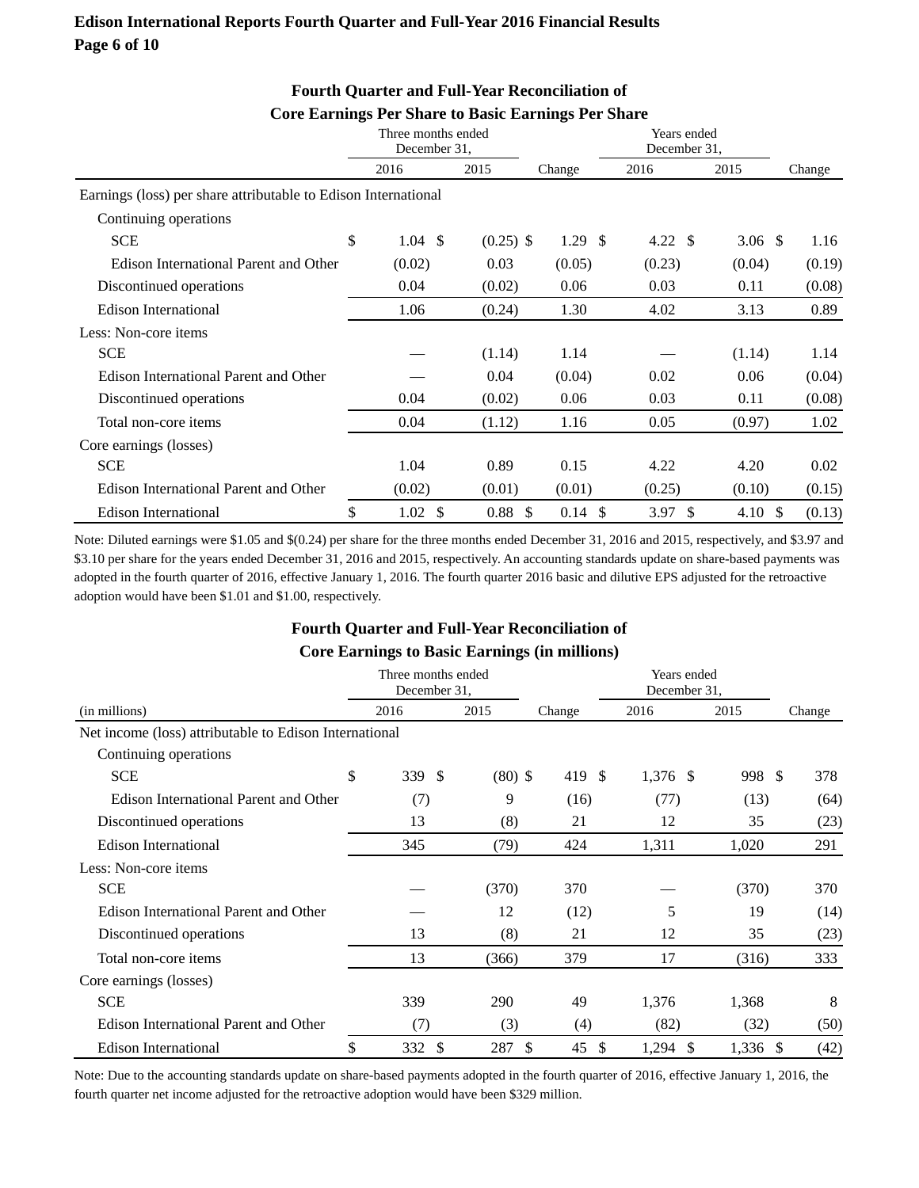## Fourth Quarter and Full-Year Reconciliation of Core Earnings Per Share to Basic Earnings Per Share

| | Three months ended December 31, | | | Years ended December 31, | | |
|---|---|---|---|---|---|---|
| | 2016 | 2015 | Change | 2016 | 2015 | Change |
| Earnings (loss) per share attributable to Edison International | | | | | | |
| Continuing operations | | | | | | |
| SCE | $ 1.04 | $ (0.25) | $ 1.29 | $ 4.22 | $ 3.06 | $ 1.16 |
| Edison International Parent and Other | (0.02) | 0.03 | (0.05) | (0.23) | (0.04) | (0.19) |
| Discontinued operations | 0.04 | (0.02) | 0.06 | 0.03 | 0.11 | (0.08) |
| Edison International | 1.06 | (0.24) | 1.30 | 4.02 | 3.13 | 0.89 |
| Less: Non-core items | | | | | | |
| SCE | — | (1.14) | 1.14 | — | (1.14) | 1.14 |
| Edison International Parent and Other | — | 0.04 | (0.04) | 0.02 | 0.06 | (0.04) |
| Discontinued operations | 0.04 | (0.02) | 0.06 | 0.03 | 0.11 | (0.08) |
| Total non-core items | 0.04 | (1.12) | 1.16 | 0.05 | (0.97) | 1.02 |
| Core earnings (losses) | | | | | | |
| SCE | 1.04 | 0.89 | 0.15 | 4.22 | 4.20 | 0.02 |
| Edison International Parent and Other | (0.02) | (0.01) | (0.01) | (0.25) | (0.10) | (0.15) |
| Edison International | $ 1.02 | $ 0.88 | $ 0.14 | $ 3.97 | $ 4.10 | $ (0.13) |

Note: Diluted earnings were $1.05 and $(0.24) per share for the three months ended December 31, 2016 and 2015, respectively, and $3.97 and $3.10 per share for the years ended December 31, 2016 and 2015, respectively. An accounting standards update on share-based payments was adopted in the fourth quarter of 2016, effective January 1, 2016. The fourth quarter 2016 basic and dilutive EPS adjusted for the retroactive adoption would have been $1.01 and $1.00, respectively.

## Fourth Quarter and Full-Year Reconciliation of Core Earnings to Basic Earnings (in millions)

| | Three months ended December 31, | | | Years ended December 31, | | |
|---|---|---|---|---|---|---|
| (in millions) | 2016 | 2015 | Change | 2016 | 2015 | Change |
| Net income (loss) attributable to Edison International | | | | | | |
| Continuing operations | | | | | | |
| SCE | $ 339 | $ (80) | $ 419 | $ 1,376 | $ 998 | $ 378 |
| Edison International Parent and Other | (7) | 9 | (16) | (77) | (13) | (64) |
| Discontinued operations | 13 | (8) | 21 | 12 | 35 | (23) |
| Edison International | 345 | (79) | 424 | 1,311 | 1,020 | 291 |
| Less: Non-core items | | | | | | |
| SCE | — | (370) | 370 | — | (370) | 370 |
| Edison International Parent and Other | — | 12 | (12) | 5 | 19 | (14) |
| Discontinued operations | 13 | (8) | 21 | 12 | 35 | (23) |
| Total non-core items | 13 | (366) | 379 | 17 | (316) | 333 |
| Core earnings (losses) | | | | | | |
| SCE | 339 | 290 | 49 | 1,376 | 1,368 | 8 |
| Edison International Parent and Other | (7) | (3) | (4) | (82) | (32) | (50) |
| Edison International | $ 332 | $ 287 | $ 45 | $ 1,294 | $ 1,336 | $ (42) |

Note: Due to the accounting standards update on share-based payments adopted in the fourth quarter of 2016, effective January 1, 2016, the fourth quarter net income adjusted for the retroactive adoption would have been $329 million.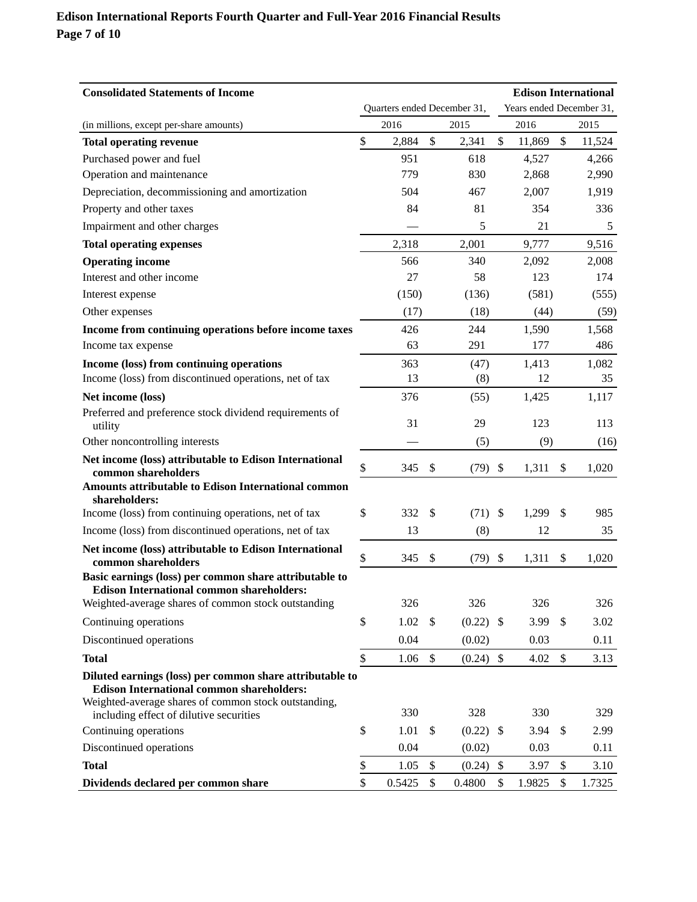| Consolidated Statements of Income | | | | Edison International |
|---|---|---|---|---|
| | Quarters ended December 31, | | Years ended December 31, | |
| (in millions, except per-share amounts) | 2016 | 2015 | 2016 | 2015 |
| **Total operating revenue** | $ 2,884 | $ 2,341 | $ 11,869 | $ 11,524 |
| Purchased power and fuel | 951 | 618 | 4,527 | 4,266 |
| Operation and maintenance | 779 | 830 | 2,868 | 2,990 |
| Depreciation, decommissioning and amortization | 504 | 467 | 2,007 | 1,919 |
| Property and other taxes | 84 | 81 | 354 | 336 |
| Impairment and other charges | — | 5 | 21 | 5 |
| **Total operating expenses** | 2,318 | 2,001 | 9,777 | 9,516 |
| **Operating income** | 566 | 340 | 2,092 | 2,008 |
| Interest and other income | 27 | 58 | 123 | 174 |
| Interest expense | (150) | (136) | (581) | (555) |
| Other expenses | (17) | (18) | (44) | (59) |
| **Income from continuing operations before income taxes** | 426 | 244 | 1,590 | 1,568 |
| Income tax expense | 63 | 291 | 177 | 486 |
| **Income (loss) from continuing operations** | 363 | (47) | 1,413 | 1,082 |
| Income (loss) from discontinued operations, net of tax | 13 | (8) | 12 | 35 |
| **Net income (loss)** | 376 | (55) | 1,425 | 1,117 |
| Preferred and preference stock dividend requirements of utility | 31 | 29 | 123 | 113 |
| Other noncontrolling interests | — | (5) | (9) | (16) |
| **Net income (loss) attributable to Edison International common shareholders** | $ 345 | $ (79) | $ 1,311 | $ 1,020 |
| **Amounts attributable to Edison International common shareholders:** | | | | |
| Income (loss) from continuing operations, net of tax | $ 332 | $ (71) | $ 1,299 | $ 985 |
| Income (loss) from discontinued operations, net of tax | 13 | (8) | 12 | 35 |
| **Net income (loss) attributable to Edison International common shareholders** | $ 345 | $ (79) | $ 1,311 | $ 1,020 |
| **Basic earnings (loss) per common share attributable to Edison International common shareholders:** | | | | |
| Weighted-average shares of common stock outstanding | 326 | 326 | 326 | 326 |
| Continuing operations | $ 1.02 | $ (0.22) | $ 3.99 | $ 3.02 |
| Discontinued operations | 0.04 | (0.02) | 0.03 | 0.11 |
| **Total** | $ 1.06 | $ (0.24) | $ 4.02 | $ 3.13 |
| **Diluted earnings (loss) per common share attributable to Edison International common shareholders:** | | | | |
| Weighted-average shares of common stock outstanding, including effect of dilutive securities | 330 | 328 | 330 | 329 |
| Continuing operations | $ 1.01 | $ (0.22) | $ 3.94 | $ 2.99 |
| Discontinued operations | 0.04 | (0.02) | 0.03 | 0.11 |
| **Total** | $ 1.05 | $ (0.24) | $ 3.97 | $ 3.10 |
| **Dividends declared per common share** | $ 0.5425 | $ 0.4800 | $ 1.9825 | $ 1.7325 |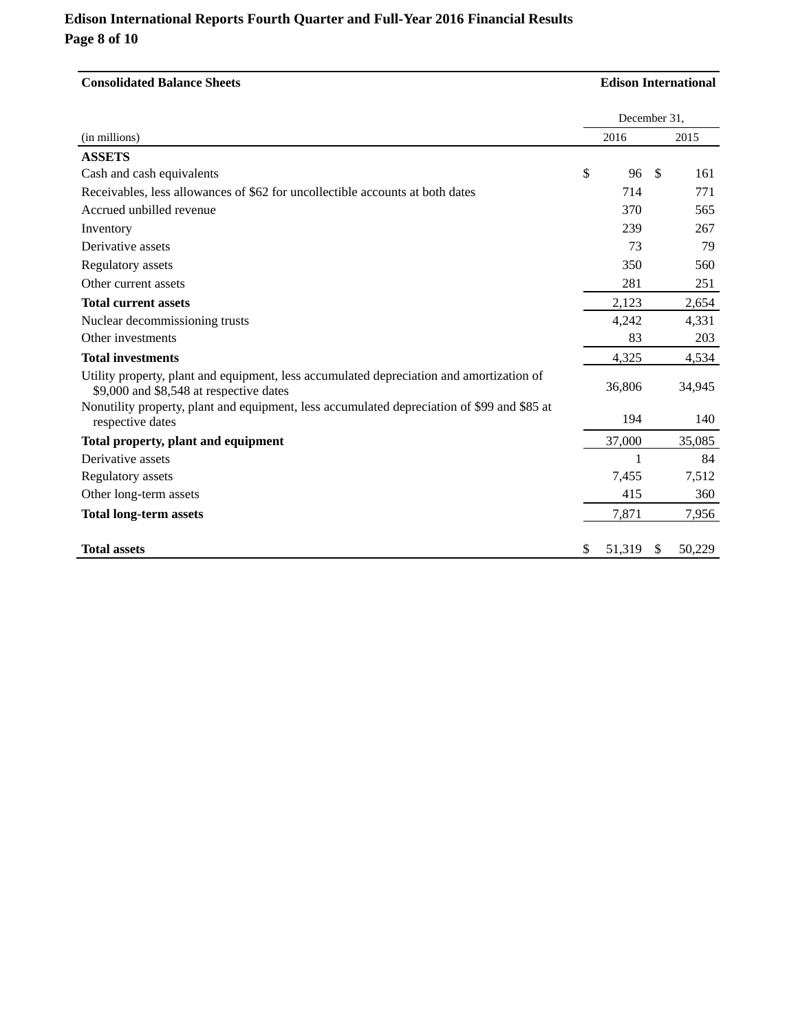**Consolidated Balance Sheets** **Edison International**

| (in millions) | December 31, 2016 | December 31, 2015 |
|---|---|---|
| **ASSETS** | | |
| Cash and cash equivalents | $ 96 | $ 161 |
| Receivables, less allowances of $62 for uncollectible accounts at both dates | 714 | 771 |
| Accrued unbilled revenue | 370 | 565 |
| Inventory | 239 | 267 |
| Derivative assets | 73 | 79 |
| Regulatory assets | 350 | 560 |
| Other current assets | 281 | 251 |
| **Total current assets** | 2,123 | 2,654 |
| Nuclear decommissioning trusts | 4,242 | 4,331 |
| Other investments | 83 | 203 |
| **Total investments** | 4,325 | 4,534 |
| Utility property, plant and equipment, less accumulated depreciation and amortization of $9,000 and $8,548 at respective dates | 36,806 | 34,945 |
| Nonutility property, plant and equipment, less accumulated depreciation of $99 and $85 at respective dates | 194 | 140 |
| **Total property, plant and equipment** | 37,000 | 35,085 |
| Derivative assets | 1 | 84 |
| Regulatory assets | 7,455 | 7,512 |
| Other long-term assets | 415 | 360 |
| **Total long-term assets** | 7,871 | 7,956 |
| **Total assets** | $ 51,319 | $ 50,229 |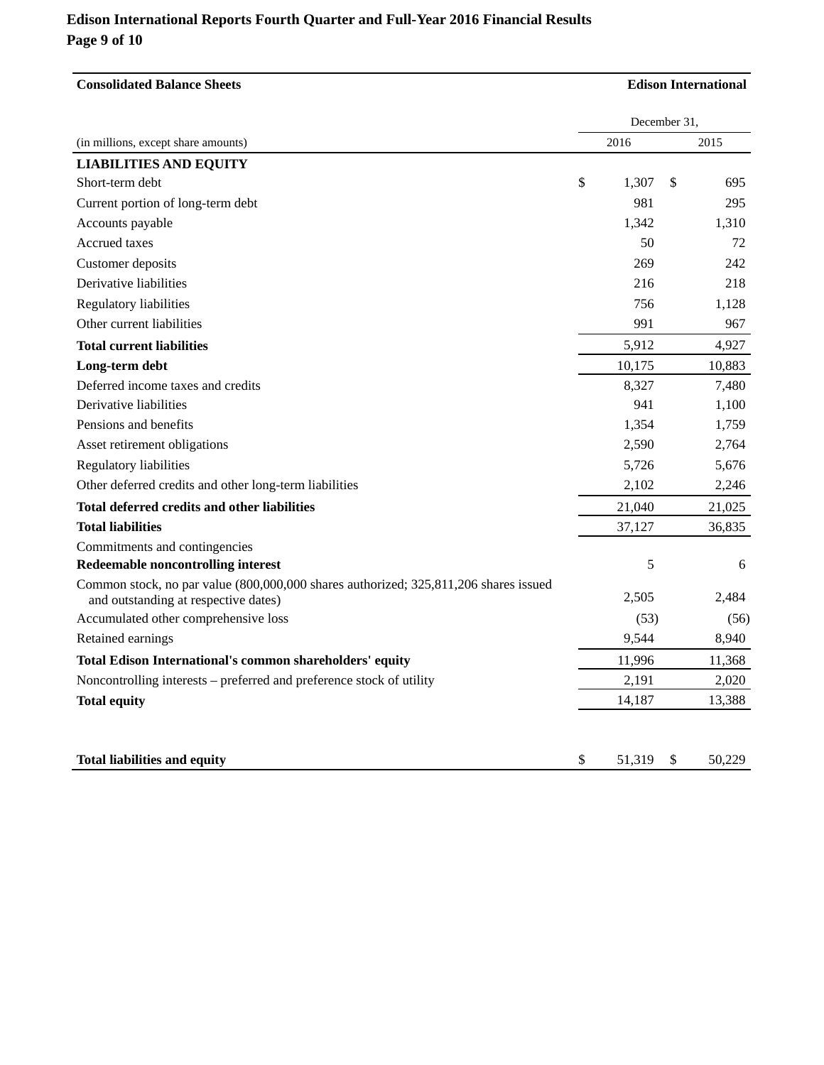# Edison International Reports Fourth Quarter and Full-Year 2016 Financial Results

| **Consolidated Balance Sheets** | | **Edison International** |
|---|---|---|
| | December 31, | |
| (in millions, except share amounts) | 2016 | 2015 |
| **LIABILITIES AND EQUITY** | | |
| Short-term debt | $ 1,307 | $ 695 |
| Current portion of long-term debt | 981 | 295 |
| Accounts payable | 1,342 | 1,310 |
| Accrued taxes | 50 | 72 |
| Customer deposits | 269 | 242 |
| Derivative liabilities | 216 | 218 |
| Regulatory liabilities | 756 | 1,128 |
| Other current liabilities | 991 | 967 |
| **Total current liabilities** | 5,912 | 4,927 |
| **Long-term debt** | 10,175 | 10,883 |
| Deferred income taxes and credits | 8,327 | 7,480 |
| Derivative liabilities | 941 | 1,100 |
| Pensions and benefits | 1,354 | 1,759 |
| Asset retirement obligations | 2,590 | 2,764 |
| Regulatory liabilities | 5,726 | 5,676 |
| Other deferred credits and other long-term liabilities | 2,102 | 2,246 |
| **Total deferred credits and other liabilities** | 21,040 | 21,025 |
| **Total liabilities** | 37,127 | 36,835 |
| Commitments and contingencies | | |
| **Redeemable noncontrolling interest** | 5 | 6 |
| Common stock, no par value (800,000,000 shares authorized; 325,811,206 shares issued and outstanding at respective dates) | 2,505 | 2,484 |
| Accumulated other comprehensive loss | (53) | (56) |
| Retained earnings | 9,544 | 8,940 |
| **Total Edison International's common shareholders' equity** | 11,996 | 11,368 |
| Noncontrolling interests – preferred and preference stock of utility | 2,191 | 2,020 |
| **Total equity** | 14,187 | 13,388 |
| **Total liabilities and equity** | $ 51,319 | $ 50,229 |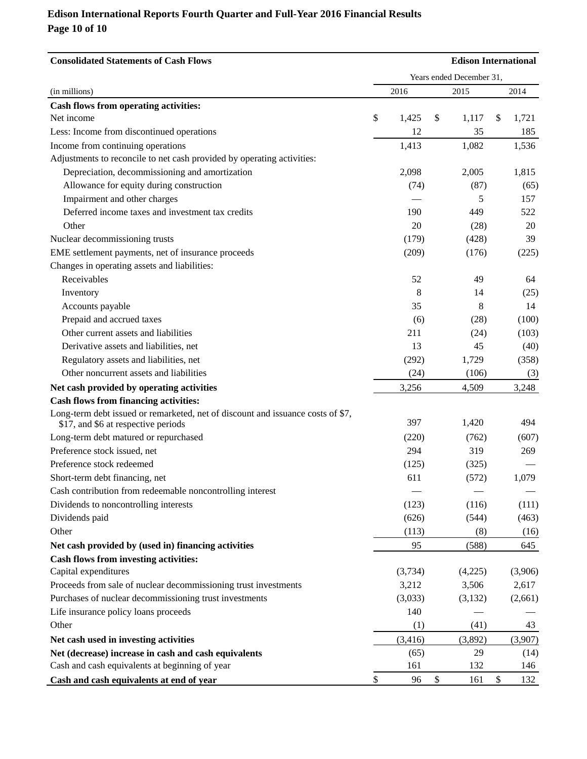**Edison International Reports Fourth Quarter and Full-Year 2016 Financial Results**

| **Consolidated Statements of Cash Flows** | | | **Edison International** |
|---|---|---|---|
| | Years ended December 31, | | |
| (in millions) | 2016 | 2015 | 2014 |
| **Cash flows from operating activities:** | | | |
| Net income | $ 1,425 | $ 1,117 | $ 1,721 |
| Less: Income from discontinued operations | 12 | 35 | 185 |
| Income from continuing operations | 1,413 | 1,082 | 1,536 |
| Adjustments to reconcile to net cash provided by operating activities: | | | |
| Depreciation, decommissioning and amortization | 2,098 | 2,005 | 1,815 |
| Allowance for equity during construction | (74) | (87) | (65) |
| Impairment and other charges | — | 5 | 157 |
| Deferred income taxes and investment tax credits | 190 | 449 | 522 |
| Other | 20 | (28) | 20 |
| Nuclear decommissioning trusts | (179) | (428) | 39 |
| EME settlement payments, net of insurance proceeds | (209) | (176) | (225) |
| Changes in operating assets and liabilities: | | | |
| Receivables | 52 | 49 | 64 |
| Inventory | 8 | 14 | (25) |
| Accounts payable | 35 | 8 | 14 |
| Prepaid and accrued taxes | (6) | (28) | (100) |
| Other current assets and liabilities | 211 | (24) | (103) |
| Derivative assets and liabilities, net | 13 | 45 | (40) |
| Regulatory assets and liabilities, net | (292) | 1,729 | (358) |
| Other noncurrent assets and liabilities | (24) | (106) | (3) |
| **Net cash provided by operating activities** | 3,256 | 4,509 | 3,248 |
| **Cash flows from financing activities:** | | | |
| Long-term debt issued or remarketed, net of discount and issuance costs of $7, $17, and $6 at respective periods | 397 | 1,420 | 494 |
| Long-term debt matured or repurchased | (220) | (762) | (607) |
| Preference stock issued, net | 294 | 319 | 269 |
| Preference stock redeemed | (125) | (325) | — |
| Short-term debt financing, net | 611 | (572) | 1,079 |
| Cash contribution from redeemable noncontrolling interest | — | — | — |
| Dividends to noncontrolling interests | (123) | (116) | (111) |
| Dividends paid | (626) | (544) | (463) |
| Other | (113) | (8) | (16) |
| **Net cash provided by (used in) financing activities** | 95 | (588) | 645 |
| **Cash flows from investing activities:** | | | |
| Capital expenditures | (3,734) | (4,225) | (3,906) |
| Proceeds from sale of nuclear decommissioning trust investments | 3,212 | 3,506 | 2,617 |
| Purchases of nuclear decommissioning trust investments | (3,033) | (3,132) | (2,661) |
| Life insurance policy loans proceeds | 140 | — | — |
| Other | (1) | (41) | 43 |
| **Net cash used in investing activities** | (3,416) | (3,892) | (3,907) |
| **Net (decrease) increase in cash and cash equivalents** | (65) | 29 | (14) |
| Cash and cash equivalents at beginning of year | 161 | 132 | 146 |
| **Cash and cash equivalents at end of year** | $ 96 | $ 161 | $ 132 |